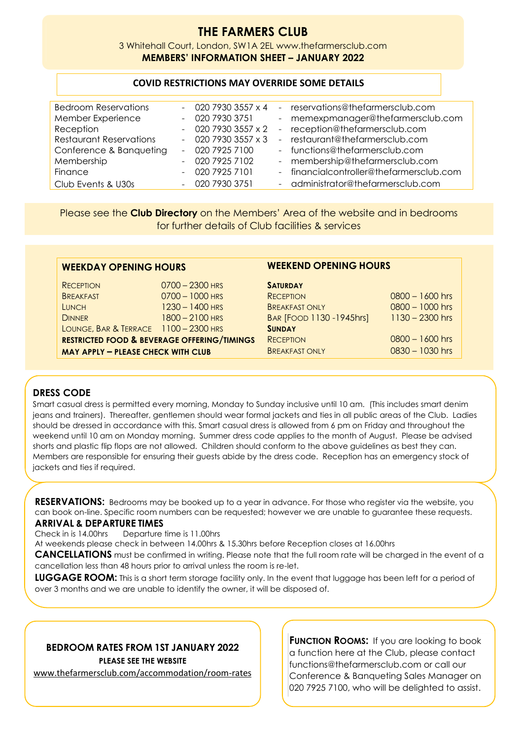# THE FARMERS CLUB

3 Whitehall Court, London, SW1A 2EL www.thefarmersclub.com

**MEMBERS' INFORMATION SHEET – JANUARY 2022**

**COVID RESTRICTIONS MAY OVERRIDE SOME DETAILS**

| | | |
|---|---|---|
| Bedroom Reservations | - 020 7930 3557 x 4 | - reservations@thefarmersclub.com |
| Member Experience | - 020 7930 3751 | - memexpmanager@thefarmersclub.com |
| Reception | - 020 7930 3557 x 2 | - reception@thefarmersclub.com |
| Restaurant Reservations | - 020 7930 3557 x 3 | - restaurant@thefarmersclub.com |
| Conference & Banqueting | - 020 7925 7100 | - functions@thefarmersclub.com |
| Membership | - 020 7925 7102 | - membership@thefarmersclub.com |
| Finance | - 020 7925 7101 | - financialcontroller@thefarmersclub.com |
| Club Events & U30s | - 020 7930 3751 | - administrator@thefarmersclub.com |

Please see the **Club Directory** on the Members' Area of the website and in bedrooms for further details of Club facilities & services

## WEEKDAY OPENING HOURS

| | |
|---|---|
| Reception | 0700 – 2300 hrs |
| Breakfast | 0700 – 1000 hrs |
| Lunch | 1230 – 1400 hrs |
| Dinner | 1800 – 2100 hrs |
| Lounge, Bar & Terrace | 1100 – 2300 hrs |

**RESTRICTED FOOD & BEVERAGE OFFERING/TIMINGS MAY APPLY – PLEASE CHECK WITH CLUB**

## WEEKEND OPENING HOURS

| | |
|---|---|
| **Saturday** | |
| Reception | 0800 – 1600 hrs |
| Breakfast only | 0800 – 1000 hrs |
| Bar [Food 1130 -1945hrs] | 1130 – 2300 hrs |
| **Sunday** | |
| Reception | 0800 – 1600 hrs |
| Breakfast only | 0830 – 1030 hrs |

## DRESS CODE

Smart casual dress is permitted every morning, Monday to Sunday inclusive until 10 am. (This includes smart denim jeans and trainers). Thereafter, gentlemen should wear formal jackets and ties in all public areas of the Club. Ladies should be dressed in accordance with this. Smart casual dress is allowed from 6 pm on Friday and throughout the weekend until 10 am on Monday morning. Summer dress code applies to the month of August. Please be advised shorts and plastic flip flops are not allowed. Children should conform to the above guidelines as best they can. Members are responsible for ensuring their guests abide by the dress code. Reception has an emergency stock of jackets and ties if required.

**RESERVATIONS:** Bedrooms may be booked up to a year in advance. For those who register via the website, you can book on-line. Specific room numbers can be requested; however we are unable to guarantee these requests.

**ARRIVAL & DEPARTURE TIMES**

Check in is 14.00hrs  Departure time is 11.00hrs

At weekends please check in between 14.00hrs & 15.30hrs before Reception closes at 16.00hrs

**CANCELLATIONS** must be confirmed in writing. Please note that the full room rate will be charged in the event of a cancellation less than 48 hours prior to arrival unless the room is re-let.

**LUGGAGE ROOM:** This is a short term storage facility only. In the event that luggage has been left for a period of over 3 months and we are unable to identify the owner, it will be disposed of.

**BEDROOM RATES FROM 1ST JANUARY 2022**

**PLEASE SEE THE WEBSITE**

www.thefarmersclub.com/accommodation/room-rates

**FUNCTION ROOMS:** If you are looking to book a function here at the Club, please contact functions@thefarmersclub.com or call our Conference & Banqueting Sales Manager on 020 7925 7100, who will be delighted to assist.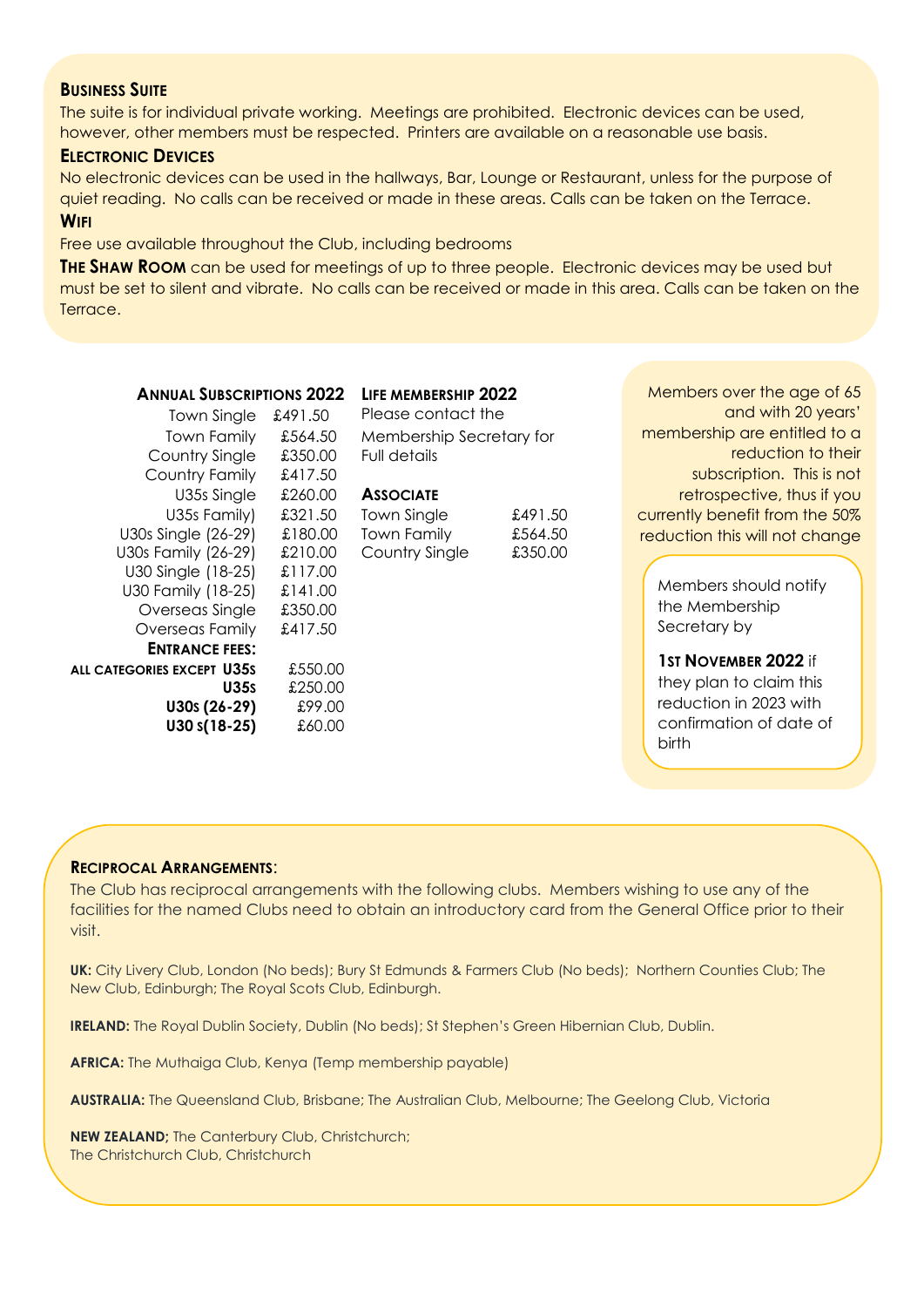### BUSINESS SUITE

The suite is for individual private working. Meetings are prohibited. Electronic devices can be used, however, other members must be respected. Printers are available on a reasonable use basis.

### ELECTRONIC DEVICES

No electronic devices can be used in the hallways, Bar, Lounge or Restaurant, unless for the purpose of quiet reading. No calls can be received or made in these areas. Calls can be taken on the Terrace.

### WIFI

Free use available throughout the Club, including bedrooms

**THE SHAW ROOM** can be used for meetings of up to three people. Electronic devices may be used but must be set to silent and vibrate. No calls can be received or made in this area. Calls can be taken on the Terrace.

### ANNUAL SUBSCRIPTIONS 2022

| | |
|---|---|
| Town Single | £491.50 |
| Town Family | £564.50 |
| Country Single | £350.00 |
| Country Family | £417.50 |
| U35s Single | £260.00 |
| U35s Family) | £321.50 |
| U30s Single (26-29) | £180.00 |
| U30s Family (26-29) | £210.00 |
| U30 Single (18-25) | £117.00 |
| U30 Family (18-25) | £141.00 |
| Overseas Single | £350.00 |
| Overseas Family | £417.50 |
| **ENTRANCE FEES:** | |
| **ALL CATEGORIES EXCEPT U35S** | £550.00 |
| **U35S** | £250.00 |
| **U30S (26-29)** | £99.00 |
| **U30 S(18-25)** | £60.00 |

### LIFE MEMBERSHIP 2022

Please contact the Membership Secretary for Full details

### ASSOCIATE

| | |
|---|---|
| Town Single | £491.50 |
| Town Family | £564.50 |
| Country Single | £350.00 |

Members over the age of 65 and with 20 years' membership are entitled to a reduction to their subscription. This is not retrospective, thus if you currently benefit from the 50% reduction this will not change

Members should notify the Membership Secretary by

**1ST NOVEMBER 2022** if they plan to claim this reduction in 2023 with confirmation of date of birth

### RECIPROCAL ARRANGEMENTS:

The Club has reciprocal arrangements with the following clubs. Members wishing to use any of the facilities for the named Clubs need to obtain an introductory card from the General Office prior to their visit.

**UK:** City Livery Club, London (No beds); Bury St Edmunds & Farmers Club (No beds); Northern Counties Club; The New Club, Edinburgh; The Royal Scots Club, Edinburgh.

**IRELAND:** The Royal Dublin Society, Dublin (No beds); St Stephen's Green Hibernian Club, Dublin.

**AFRICA:** The Muthaiga Club, Kenya (Temp membership payable)

**AUSTRALIA:** The Queensland Club, Brisbane; The Australian Club, Melbourne; The Geelong Club, Victoria

**NEW ZEALAND;** The Canterbury Club, Christchurch;
The Christchurch Club, Christchurch